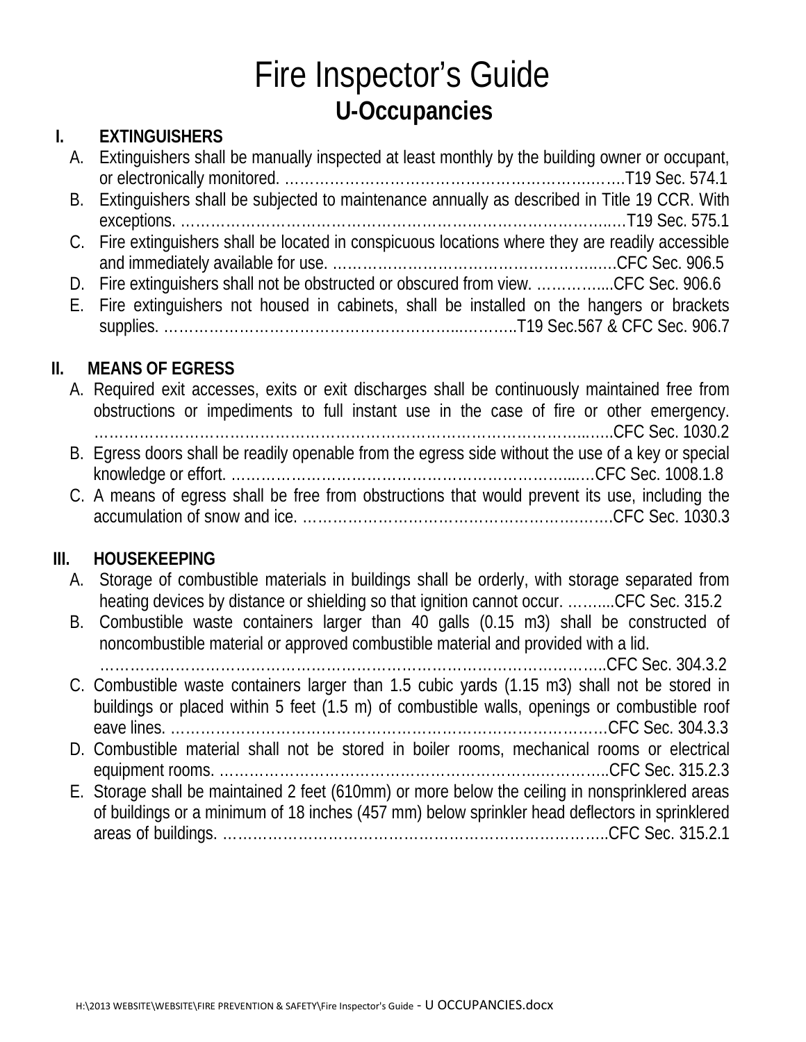# Fire Inspector's Guide

## U-Occupancies

### I. EXTINGUISHERS

A. Extinguishers shall be manually inspected at least monthly by the building owner or occupant, or electronically monitored. ……………………………………………………………T19 Sec. 574.1

B. Extinguishers shall be subjected to maintenance annually as described in Title 19 CCR. With exceptions. ……………………………………………………………………………T19 Sec. 575.1

C. Fire extinguishers shall be located in conspicuous locations where they are readily accessible and immediately available for use. …………………………………………………CFC Sec. 906.5

D. Fire extinguishers shall not be obstructed or obscured from view. …………....CFC Sec. 906.6

E. Fire extinguishers not housed in cabinets, shall be installed on the hangers or brackets supplies. ……………………………………………………………..T19 Sec.567 & CFC Sec. 906.7

### II. MEANS OF EGRESS

A. Required exit accesses, exits or exit discharges shall be continuously maintained free from obstructions or impediments to full instant use in the case of fire or other emergency. …………………………………………………………………………………………CFC Sec. 1030.2

B. Egress doors shall be readily openable from the egress side without the use of a key or special knowledge or effort. ………………………………………………………………CFC Sec. 1008.1.8

C. A means of egress shall be free from obstructions that would prevent its use, including the accumulation of snow and ice. ……………………………………………………CFC Sec. 1030.3

### III. HOUSEKEEPING

A. Storage of combustible materials in buildings shall be orderly, with storage separated from heating devices by distance or shielding so that ignition cannot occur. ……....CFC Sec. 315.2

B. Combustible waste containers larger than 40 galls (0.15 m3) shall be constructed of noncombustible material or approved combustible material and provided with a lid. ………………………………………………………………………………………CFC Sec. 304.3.2

C. Combustible waste containers larger than 1.5 cubic yards (1.15 m3) shall not be stored in buildings or placed within 5 feet (1.5 m) of combustible walls, openings or combustible roof eave lines. ……………………………………………………………………………CFC Sec. 304.3.3

D. Combustible material shall not be stored in boiler rooms, mechanical rooms or electrical equipment rooms. …………………………………………………………………..CFC Sec. 315.2.3

E. Storage shall be maintained 2 feet (610mm) or more below the ceiling in nonsprinklered areas of buildings or a minimum of 18 inches (457 mm) below sprinkler head deflectors in sprinklered areas of buildings. ………………………………………………………………..CFC Sec. 315.2.1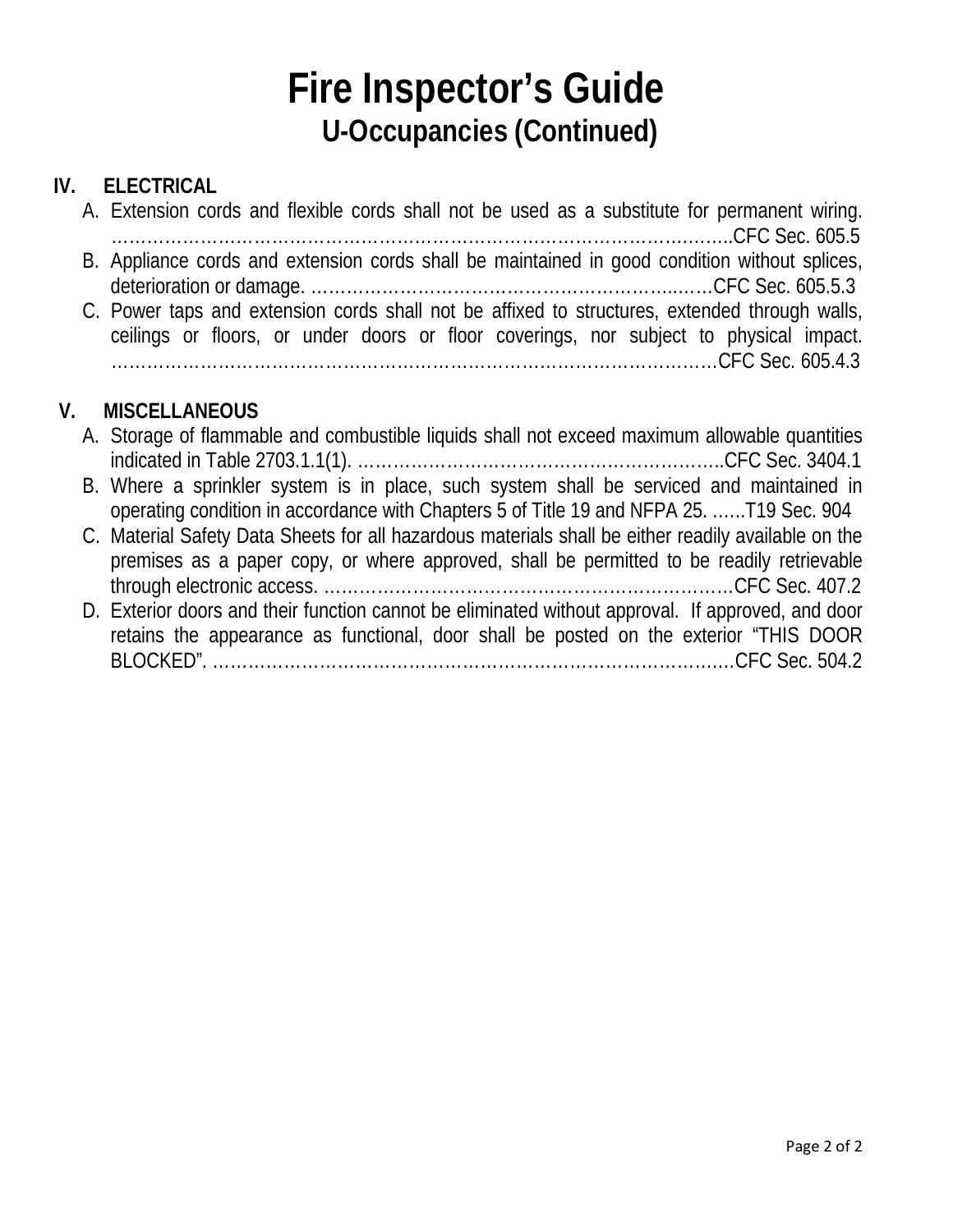# Fire Inspector's Guide

## U-Occupancies (Continued)

### IV. ELECTRICAL

A. Extension cords and flexible cords shall not be used as a substitute for permanent wiring. ……………………………………………………………………………………………..CFC Sec. 605.5

B. Appliance cords and extension cords shall be maintained in good condition without splices, deterioration or damage. …………………………………………………………...….CFC Sec. 605.5.3

C. Power taps and extension cords shall not be affixed to structures, extended through walls, ceilings or floors, or under doors or floor coverings, nor subject to physical impact. ……………………………………………………………………………………………CFC Sec. 605.4.3

### V. MISCELLANEOUS

A. Storage of flammable and combustible liquids shall not exceed maximum allowable quantities indicated in Table 2703.1.1(1). ………………………………………………………..CFC Sec. 3404.1

B. Where a sprinkler system is in place, such system shall be serviced and maintained in operating condition in accordance with Chapters 5 of Title 19 and NFPA 25. ……T19 Sec. 904

C. Material Safety Data Sheets for all hazardous materials shall be either readily available on the premises as a paper copy, or where approved, shall be permitted to be readily retrievable through electronic access. ……………………………………………………………CFC Sec. 407.2

D. Exterior doors and their function cannot be eliminated without approval. If approved, and door retains the appearance as functional, door shall be posted on the exterior "THIS DOOR BLOCKED". ………………………………………………………………………………CFC Sec. 504.2